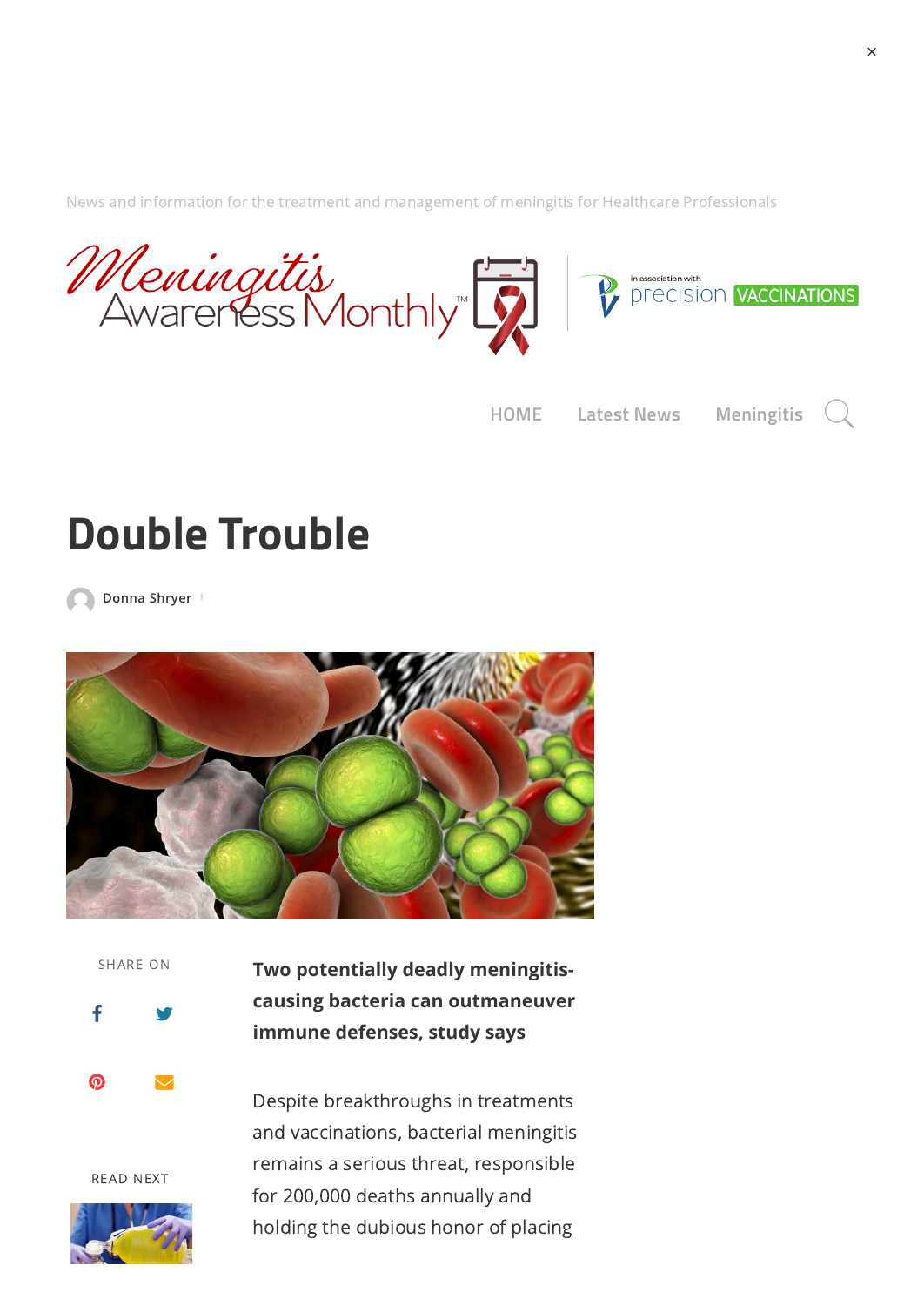News and information for the treatment and management of meningitis for Healthcare Professionals

HOME Latest News Meningitis

# Double Trouble

Donna Shryer

SHARE ON

READ NEXT

**Two potentially deadly meningitis-causing bacteria can outmaneuver immune defenses, study says**

Despite breakthroughs in treatments and vaccinations, bacterial meningitis remains a serious threat, responsible for 200,000 deaths annually and holding the dubious honor of placing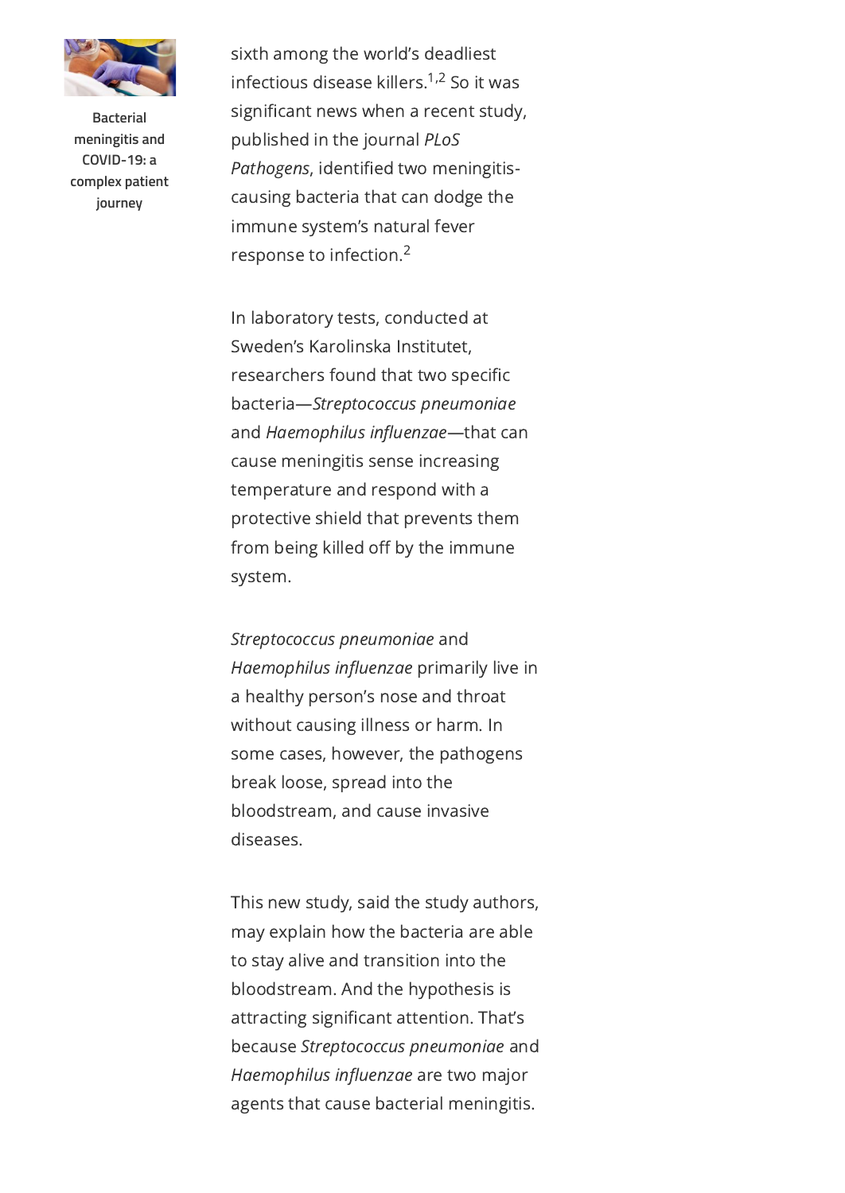sixth among the world's deadliest infectious disease killers.[1,2] So it was significant news when a recent study, published in the journal *PLoS Pathogens*, identified two meningitis-causing bacteria that can dodge the immune system's natural fever response to infection.[2]

In laboratory tests, conducted at Sweden's Karolinska Institutet, researchers found that two specific bacteria—*Streptococcus pneumoniae* and *Haemophilus influenzae*—that can cause meningitis sense increasing temperature and respond with a protective shield that prevents them from being killed off by the immune system.

*Streptococcus pneumoniae* and *Haemophilus influenzae* primarily live in a healthy person's nose and throat without causing illness or harm. In some cases, however, the pathogens break loose, spread into the bloodstream, and cause invasive diseases.

This new study, said the study authors, may explain how the bacteria are able to stay alive and transition into the bloodstream. And the hypothesis is attracting significant attention. That's because *Streptococcus pneumoniae* and *Haemophilus influenzae* are two major agents that cause bacterial meningitis.

**Bacterial meningitis and COVID-19: a complex patient journey**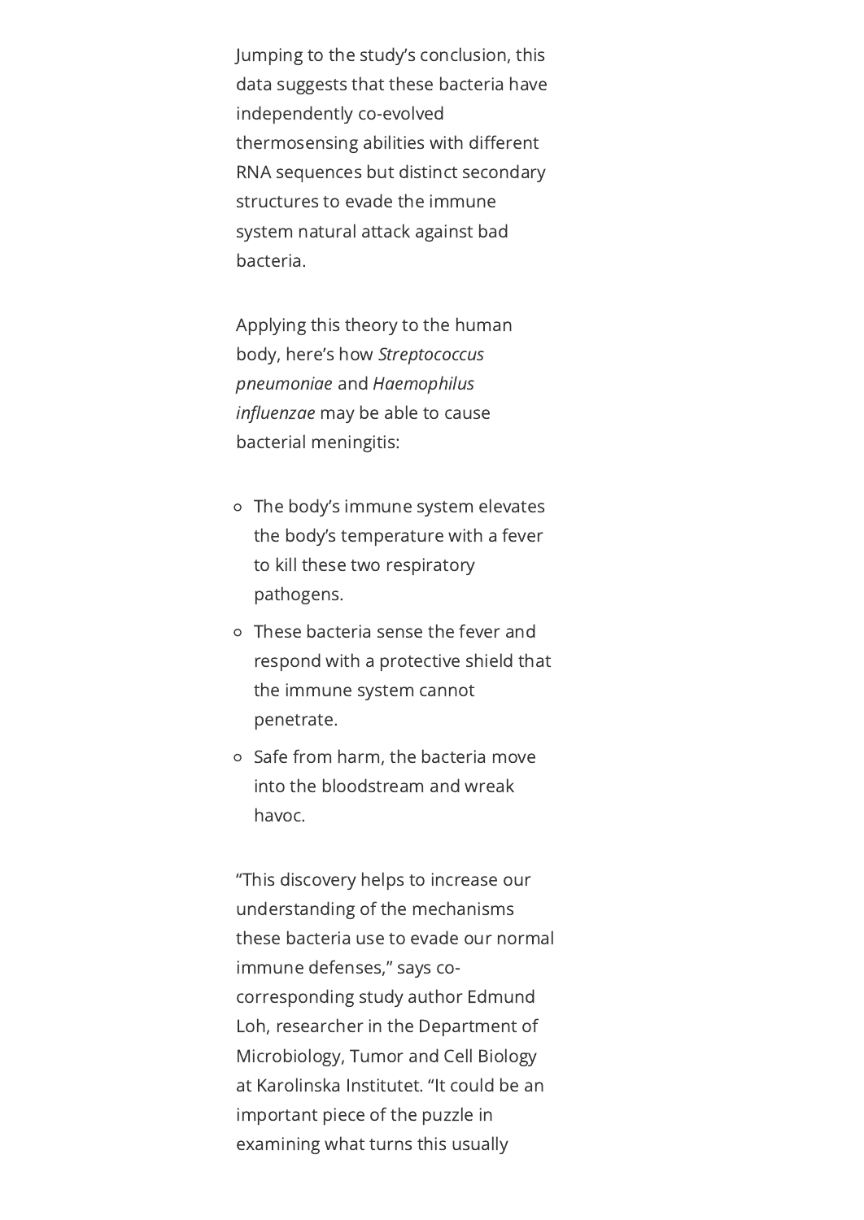Jumping to the study's conclusion, this data suggests that these bacteria have independently co-evolved thermosensing abilities with different RNA sequences but distinct secondary structures to evade the immune system natural attack against bad bacteria.

Applying this theory to the human body, here's how *Streptococcus pneumoniae* and *Haemophilus influenzae* may be able to cause bacterial meningitis:

- The body's immune system elevates the body's temperature with a fever to kill these two respiratory pathogens.
- These bacteria sense the fever and respond with a protective shield that the immune system cannot penetrate.
- Safe from harm, the bacteria move into the bloodstream and wreak havoc.

"This discovery helps to increase our understanding of the mechanisms these bacteria use to evade our normal immune defenses," says co-corresponding study author Edmund Loh, researcher in the Department of Microbiology, Tumor and Cell Biology at Karolinska Institutet. "It could be an important piece of the puzzle in examining what turns this usually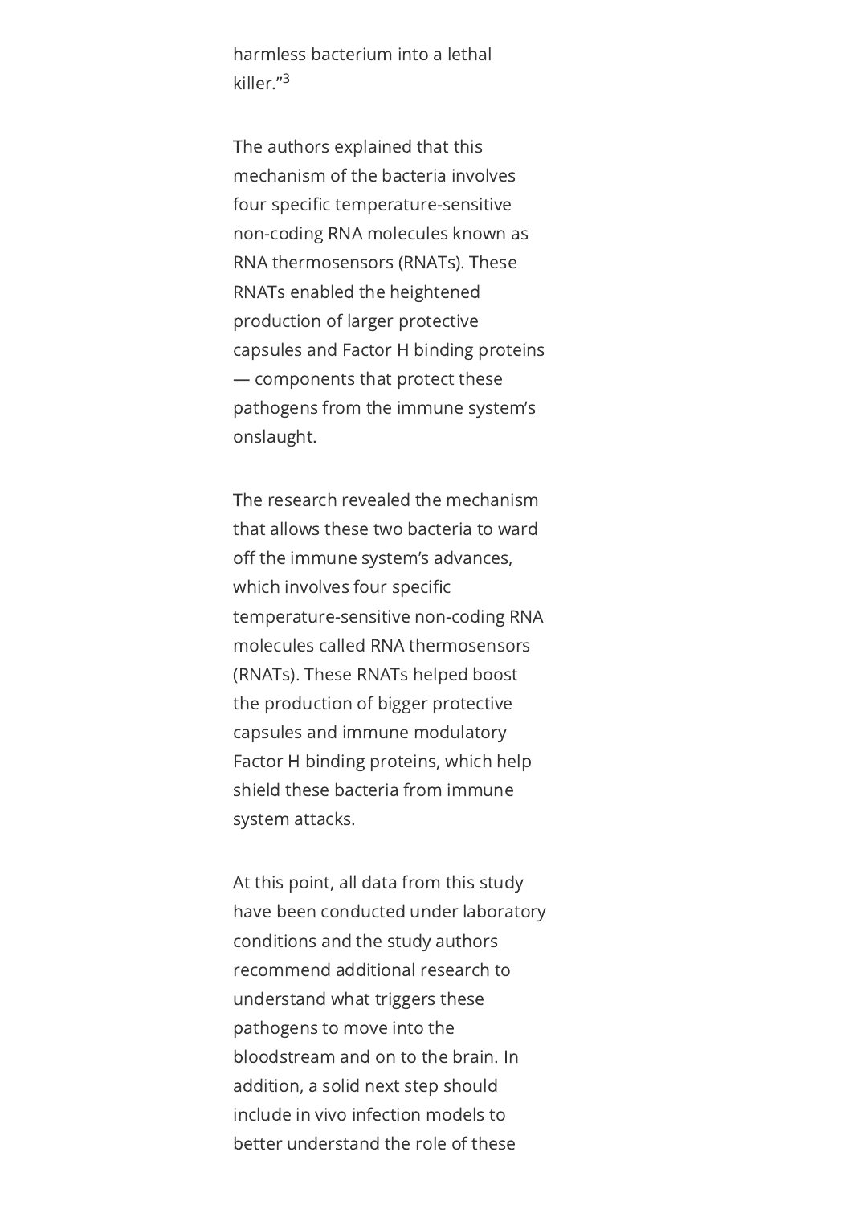harmless bacterium into a lethal killer."[3]

The authors explained that this mechanism of the bacteria involves four specific temperature-sensitive non-coding RNA molecules known as RNA thermosensors (RNATs). These RNATs enabled the heightened production of larger protective capsules and Factor H binding proteins — components that protect these pathogens from the immune system's onslaught.

The research revealed the mechanism that allows these two bacteria to ward off the immune system's advances, which involves four specific temperature-sensitive non-coding RNA molecules called RNA thermosensors (RNATs). These RNATs helped boost the production of bigger protective capsules and immune modulatory Factor H binding proteins, which help shield these bacteria from immune system attacks.

At this point, all data from this study have been conducted under laboratory conditions and the study authors recommend additional research to understand what triggers these pathogens to move into the bloodstream and on to the brain. In addition, a solid next step should include in vivo infection models to better understand the role of these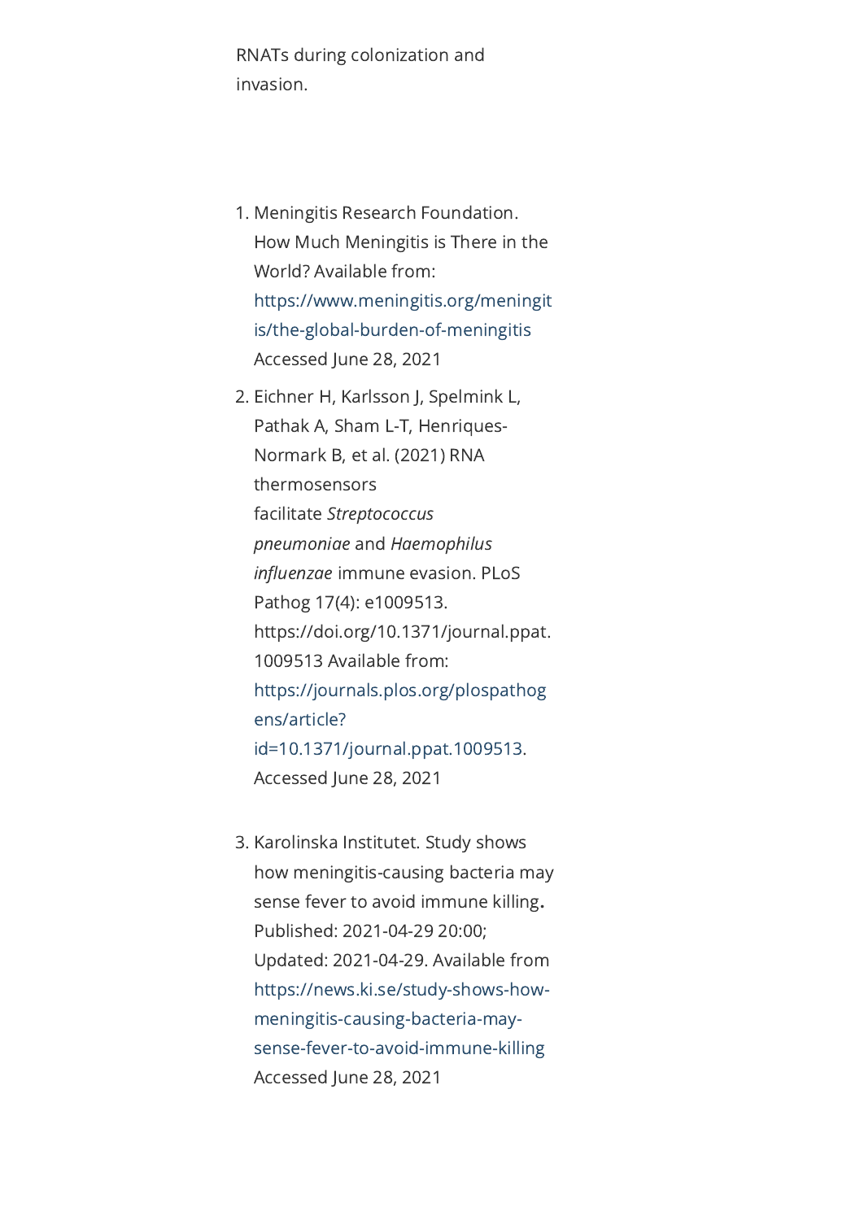RNATs during colonization and invasion.

1. Meningitis Research Foundation. How Much Meningitis is There in the World? Available from: https://www.meningitis.org/meningitis/the-global-burden-of-meningitis Accessed June 28, 2021
2. Eichner H, Karlsson J, Spelmink L, Pathak A, Sham L-T, Henriques-Normark B, et al. (2021) RNA thermosensors facilitate *Streptococcus pneumoniae* and *Haemophilus influenzae* immune evasion. PLoS Pathog 17(4): e1009513. https://doi.org/10.1371/journal.ppat.1009513 Available from: https://journals.plos.org/plospathogens/article?id=10.1371/journal.ppat.1009513. Accessed June 28, 2021
3. Karolinska Institutet. Study shows how meningitis-causing bacteria may sense fever to avoid immune killing. Published: 2021-04-29 20:00; Updated: 2021-04-29. Available from https://news.ki.se/study-shows-how-meningitis-causing-bacteria-may-sense-fever-to-avoid-immune-killing Accessed June 28, 2021